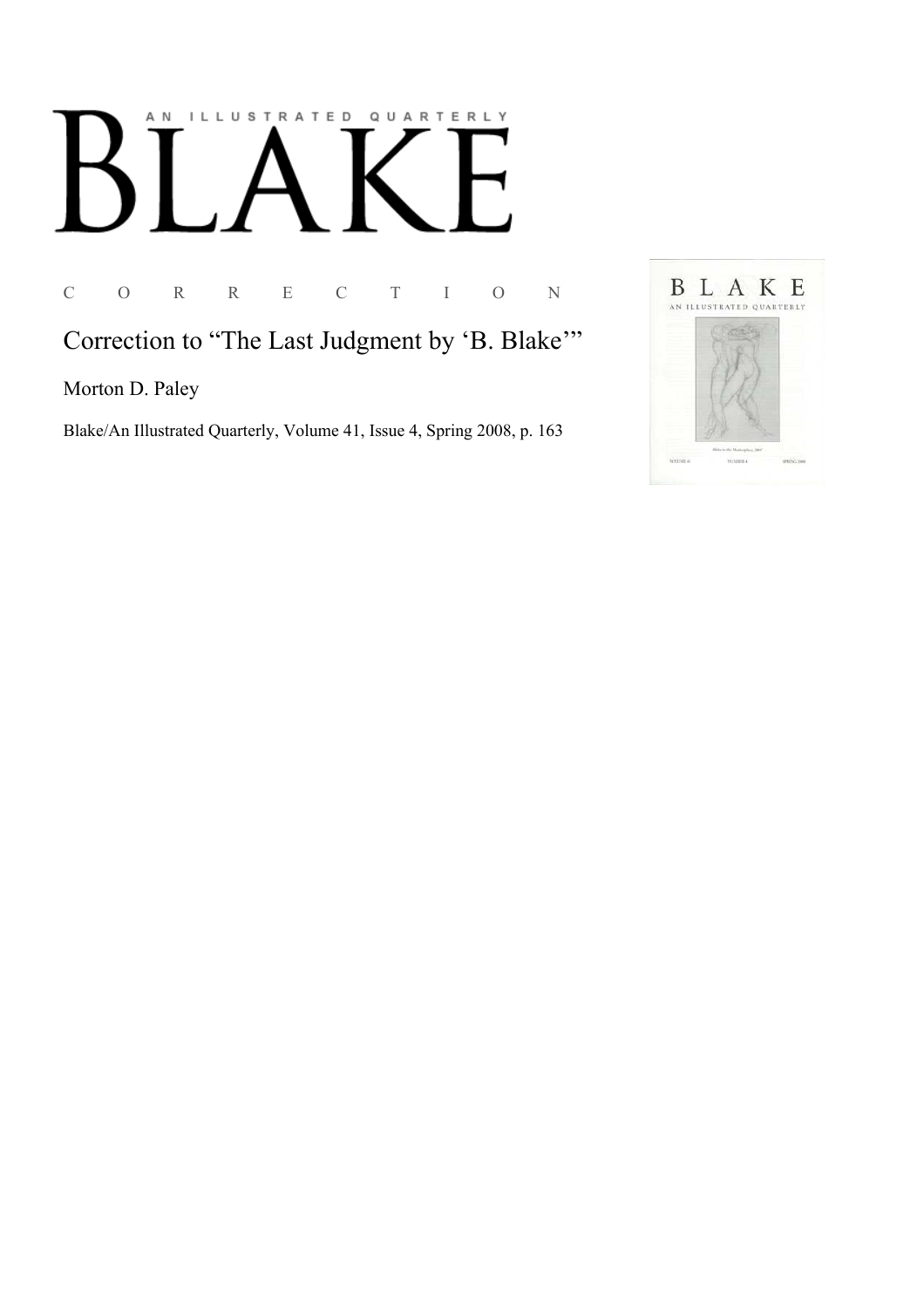# AN ILLUSTRATED QUARTERLY BLAKE

C O R R E C T I O N

## Correction to "The Last Judgment by 'B. Blake'"

Morton D. Paley

Blake/An Illustrated Quarterly, Volume 41, Issue 4, Spring 2008, p. 163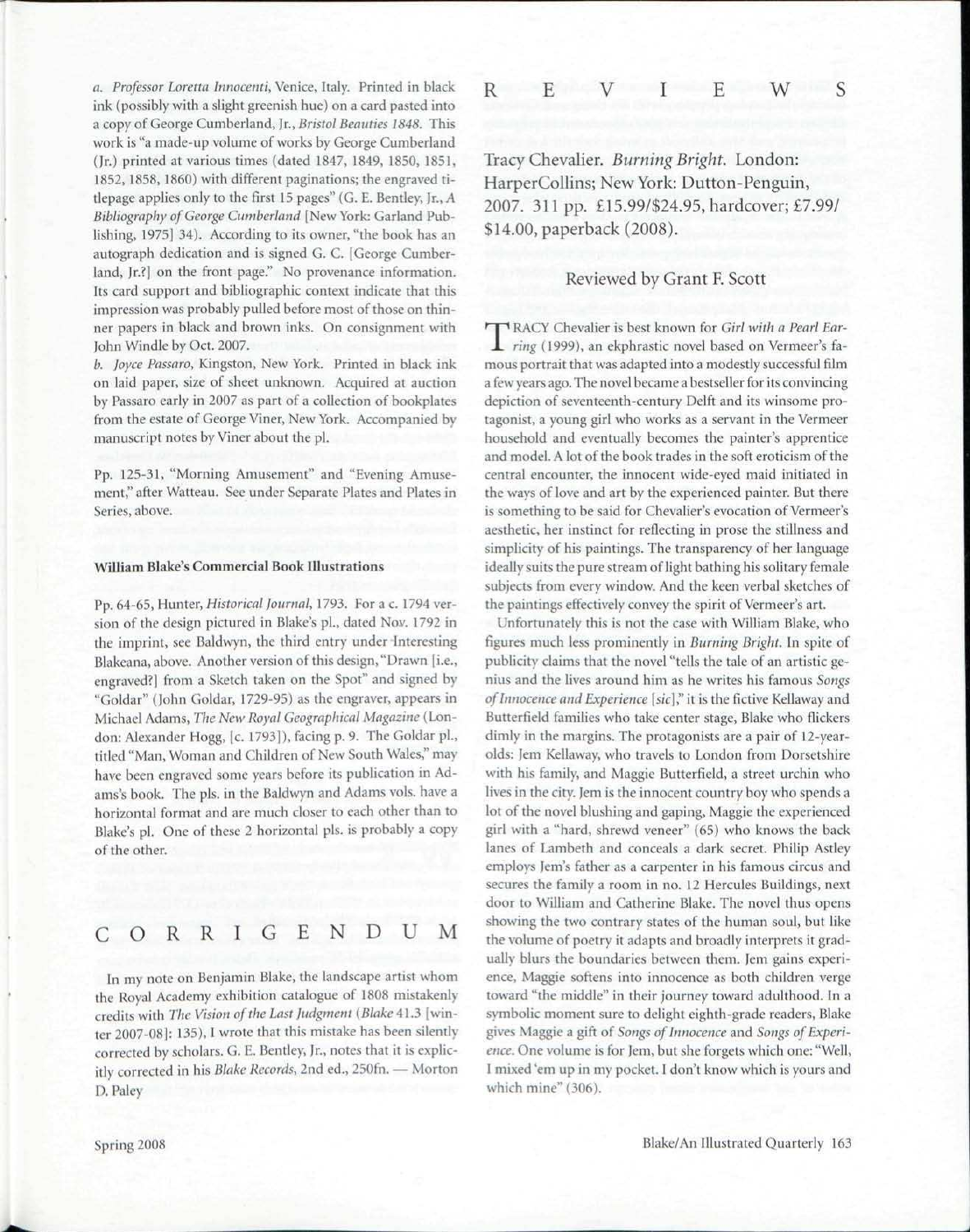*a. Professor Loretta Innocenti*, Venice, Italy. Printed in black ink (possibly with a slight greenish hue) on a card pasted into a copy of George Cumberland, Jr., *Bristol Beauties 1848*. This work is "a made-up volume of works by George Cumberland (Jr.) printed at various times (dated 1847, 1849, 1850, 1851, 1852, 1858, 1860) with different paginations; the engraved titlepage applies only to the first 15 pages" (G. E. Bentley, Jr., *A Bibliography of George Cumberland* [New York: Garland Publishing, 1975] 34). According to its owner, "the book has an autograph dedication and is signed G. C. [George Cumberland, Jr.?] on the front page." No provenance information. Its card support and bibliographic context indicate that this impression was probably pulled before most of those on thinner papers in black and brown inks. On consignment with John Windle by Oct. 2007.

*b. Joyce Passaro*, Kingston, New York. Printed in black ink on laid paper, size of sheet unknown. Acquired at auction by Passaro early in 2007 as part of a collection of bookplates from the estate of George Viner, New York. Accompanied by manuscript notes by Viner about the pl.

Pp. 125-31, "Morning Amusement" and "Evening Amusement," after Watteau. See under Separate Plates and Plates in Series, above.

#### William Blake's Commercial Book Illustrations

Pp. 64-65, Hunter, *Historical Journal*, 1793. For a c. 1794 version of the design pictured in Blake's pl., dated Nov. 1792 in the imprint, see Baldwyn, the third entry under Interesting Blakeana, above. Another version of this design, "Drawn [i.e., engraved?] from a Sketch taken on the Spot" and signed by "Goldar" (John Goldar, 1729-95) as the engraver, appears in Michael Adams, *The New Royal Geographical Magazine* (London: Alexander Hogg, [c. 1793]), facing p. 9. The Goldar pl., titled "Man, Woman and Children of New South Wales," may have been engraved some years before its publication in Adams's book. The pls. in the Baldwyn and Adams vols. have a horizontal format and are much closer to each other than to Blake's pl. One of these 2 horizontal pls. is probably a copy of the other.

## CORRIGENDUM

In my note on Benjamin Blake, the landscape artist whom the Royal Academy exhibition catalogue of 1808 mistakenly credits with *The Vision of the Last Judgment* (*Blake* 41.3 [winter 2007-08]: 135), I wrote that this mistake has been silently corrected by scholars. G. E. Bentley, Jr., notes that it is explicitly corrected in his *Blake Records*, 2nd ed., 250fn. — Morton D. Paley

## REVIEWS

Tracy Chevalier. *Burning Bright*. London: HarperCollins; New York: Dutton-Penguin, 2007. 311 pp. £15.99/$24.95, hardcover; £7.99/ $14.00, paperback (2008).

### Reviewed by Grant F. Scott

Tracy Chevalier is best known for *Girl with a Pearl Earring* (1999), an ekphrastic novel based on Vermeer's famous portrait that was adapted into a modestly successful film a few years ago. The novel became a bestseller for its convincing depiction of seventeenth-century Delft and its winsome protagonist, a young girl who works as a servant in the Vermeer household and eventually becomes the painter's apprentice and model. A lot of the book trades in the soft eroticism of the central encounter, the innocent wide-eyed maid initiated in the ways of love and art by the experienced painter. But there is something to be said for Chevalier's evocation of Vermeer's aesthetic, her instinct for reflecting in prose the stillness and simplicity of his paintings. The transparency of her language ideally suits the pure stream of light bathing his solitary female subjects from every window. And the keen verbal sketches of the paintings effectively convey the spirit of Vermeer's art.

Unfortunately this is not the case with William Blake, who figures much less prominently in *Burning Bright*. In spite of publicity claims that the novel "tells the tale of an artistic genius and the lives around him as he writes his famous *Songs of Innocence and Experience* [*sic*]," it is the fictive Kellaway and Butterfield families who take center stage, Blake who flickers dimly in the margins. The protagonists are a pair of 12-year-olds: Jem Kellaway, who travels to London from Dorsetshire with his family, and Maggie Butterfield, a street urchin who lives in the city. Jem is the innocent country boy who spends a lot of the novel blushing and gaping, Maggie the experienced girl with a "hard, shrewd veneer" (65) who knows the back lanes of Lambeth and conceals a dark secret. Philip Astley employs Jem's father as a carpenter in his famous circus and secures the family a room in no. 12 Hercules Buildings, next door to William and Catherine Blake. The novel thus opens showing the two contrary states of the human soul, but like the volume of poetry it adapts and broadly interprets it gradually blurs the boundaries between them. Jem gains experience, Maggie softens into innocence as both children verge toward "the middle" in their journey toward adulthood. In a symbolic moment sure to delight eighth-grade readers, Blake gives Maggie a gift of *Songs of Innocence* and *Songs of Experience*. One volume is for Jem, but she forgets which one: "Well, I mixed 'em up in my pocket. I don't know which is yours and which mine" (306).